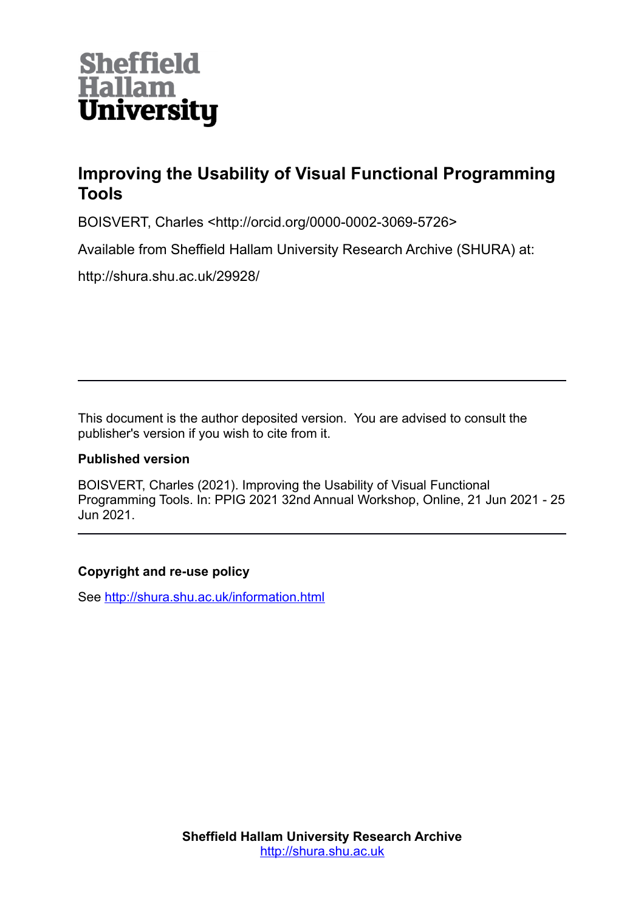Sheffield Hallam University

# Improving the Usability of Visual Functional Programming Tools

BOISVERT, Charles <http://orcid.org/0000-0002-3069-5726>

Available from Sheffield Hallam University Research Archive (SHURA) at:

http://shura.shu.ac.uk/29928/

---

This document is the author deposited version. You are advised to consult the publisher's version if you wish to cite from it.

**Published version**

BOISVERT, Charles (2021). Improving the Usability of Visual Functional Programming Tools. In: PPIG 2021 32nd Annual Workshop, Online, 21 Jun 2021 - 25 Jun 2021.

---

**Copyright and re-use policy**

See http://shura.shu.ac.uk/information.html

**Sheffield Hallam University Research Archive**
http://shura.shu.ac.uk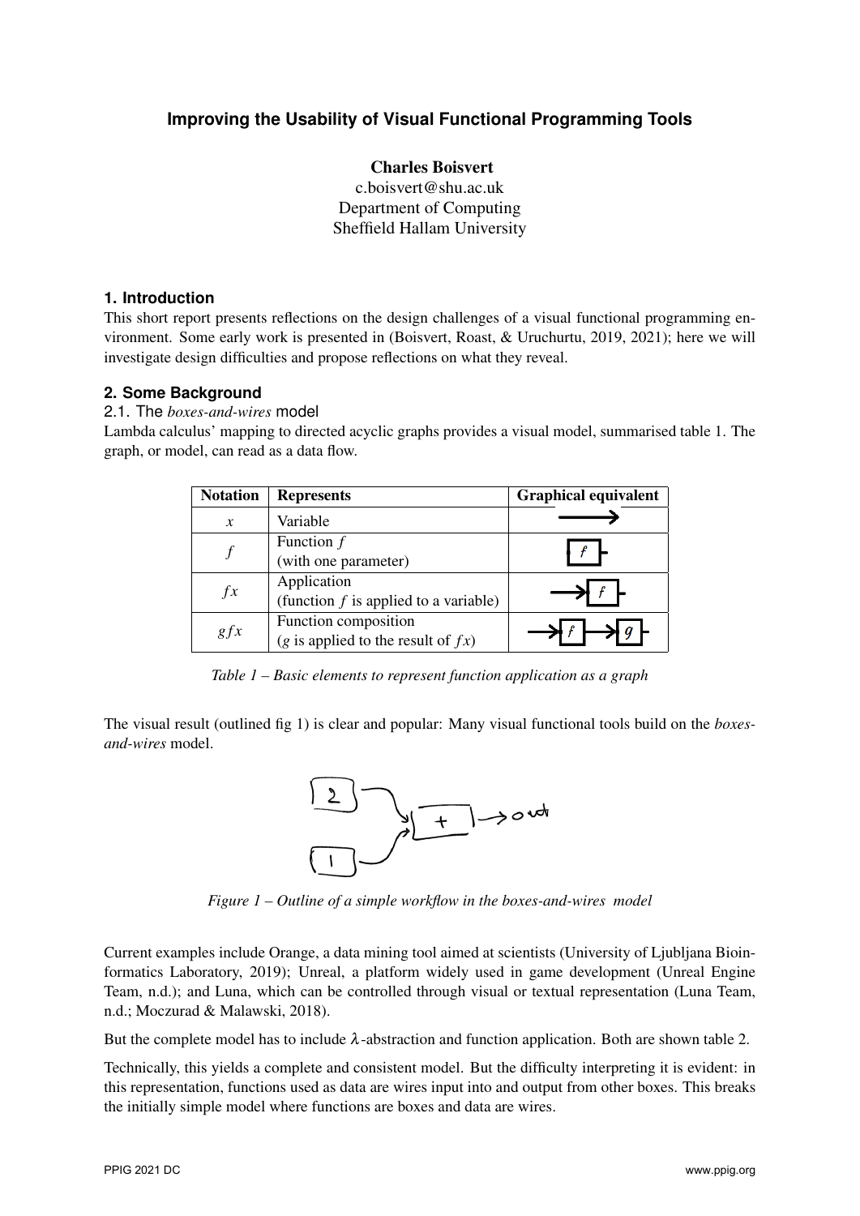# Improving the Usability of Visual Functional Programming Tools

**Charles Boisvert**
c.boisvert@shu.ac.uk
Department of Computing
Sheffield Hallam University

## 1. Introduction

This short report presents reflections on the design challenges of a visual functional programming environment. Some early work is presented in (Boisvert, Roast, & Uruchurtu, 2019, 2021); here we will investigate design difficulties and propose reflections on what they reveal.

## 2. Some Background

### 2.1. The *boxes-and-wires* model

Lambda calculus' mapping to directed acyclic graphs provides a visual model, summarised table 1. The graph, or model, can read as a data flow.

| Notation | Represents | Graphical equivalent |
|---|---|---|
| $x$ | Variable | |
| $f$ | Function $f$ (with one parameter) | |
| $fx$ | Application (function $f$ is applied to a variable) | |
| $gfx$ | Function composition ($g$ is applied to the result of $fx$) | |

*Table 1 – Basic elements to represent function application as a graph*

The visual result (outlined fig 1) is clear and popular: Many visual functional tools build on the *boxes-and-wires* model.

*Figure 1 – Outline of a simple workflow in the boxes-and-wires model*

Current examples include Orange, a data mining tool aimed at scientists (University of Ljubljana Bioinformatics Laboratory, 2019); Unreal, a platform widely used in game development (Unreal Engine Team, n.d.); and Luna, which can be controlled through visual or textual representation (Luna Team, n.d.; Moczurad & Malawski, 2018).

But the complete model has to include $\lambda$-abstraction and function application. Both are shown table 2.

Technically, this yields a complete and consistent model. But the difficulty interpreting it is evident: in this representation, functions used as data are wires input into and output from other boxes. This breaks the initially simple model where functions are boxes and data are wires.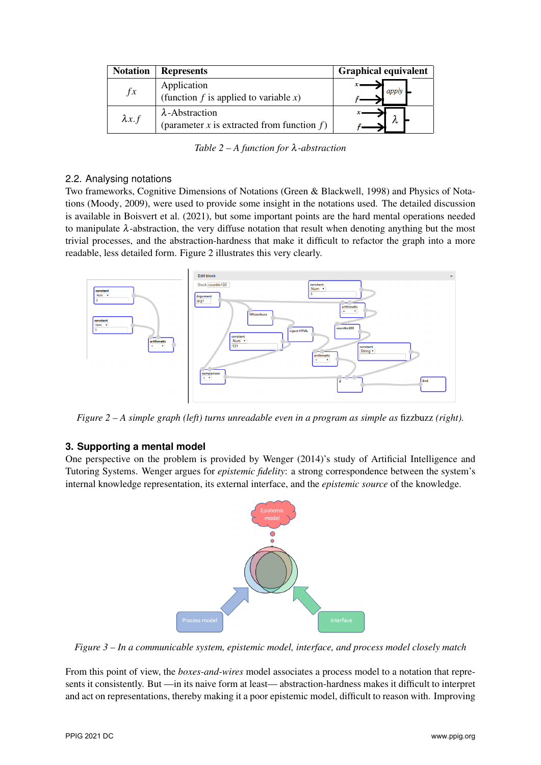| Notation | Represents | Graphical equivalent |
|---|---|---|
| $fx$ | Application<br>(function $f$ is applied to variable $x$) | |
| $\lambda x.f$ | $\lambda$-Abstraction<br>(parameter $x$ is extracted from function $f$) | |

*Table 2 – A function for $\lambda$-abstraction*

## 2.2. Analysing notations

Two frameworks, Cognitive Dimensions of Notations (Green & Blackwell, 1998) and Physics of Notations (Moody, 2009), were used to provide some insight in the notations used. The detailed discussion is available in Boisvert et al. (2021), but some important points are the hard mental operations needed to manipulate $\lambda$-abstraction, the very diffuse notation that result when denoting anything but the most trivial processes, and the abstraction-hardness that make it difficult to refactor the graph into a more readable, less detailed form. Figure 2 illustrates this very clearly.

*Figure 2 – A simple graph (left) turns unreadable even in a program as simple as* fizzbuzz *(right).*

# 3. Supporting a mental model

One perspective on the problem is provided by Wenger (2014)'s study of Artificial Intelligence and Tutoring Systems. Wenger argues for *epistemic fidelity*: a strong correspondence between the system's internal knowledge representation, its external interface, and the *epistemic source* of the knowledge.

*Figure 3 – In a communicable system, epistemic model, interface, and process model closely match*

From this point of view, the *boxes-and-wires* model associates a process model to a notation that represents it consistently. But —in its naive form at least— abstraction-hardness makes it difficult to interpret and act on representations, thereby making it a poor epistemic model, difficult to reason with. Improving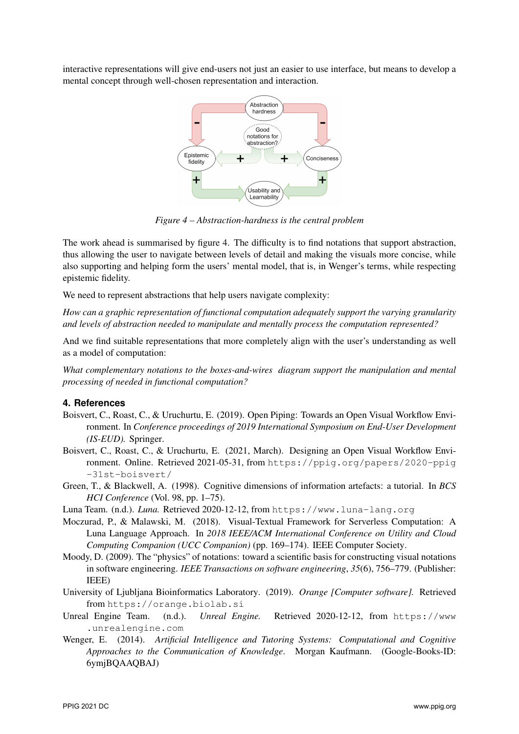interactive representations will give end-users not just an easier to use interface, but means to develop a mental concept through well-chosen representation and interaction.

Abstraction hardness

Good notations for abstraction?

Epistemic fidelity

Conciseness

Usability and Learnability

-

-

+

+

+

+

*Figure 4 – Abstraction-hardness is the central problem*

The work ahead is summarised by figure 4. The difficulty is to find notations that support abstraction, thus allowing the user to navigate between levels of detail and making the visuals more concise, while also supporting and helping form the users' mental model, that is, in Wenger's terms, while respecting epistemic fidelity.

We need to represent abstractions that help users navigate complexity:

*How can a graphic representation of functional computation adequately support the varying granularity and levels of abstraction needed to manipulate and mentally process the computation represented?*

And we find suitable representations that more completely align with the user's understanding as well as a model of computation:

*What complementary notations to the boxes-and-wires diagram support the manipulation and mental processing of needed in functional computation?*

## 4. References

Boisvert, C., Roast, C., & Uruchurtu, E. (2019). Open Piping: Towards an Open Visual Workflow Environment. In *Conference proceedings of 2019 International Symposium on End-User Development (IS-EUD).* Springer.

Boisvert, C., Roast, C., & Uruchurtu, E. (2021, March). Designing an Open Visual Workflow Environment. Online. Retrieved 2021-05-31, from https://ppig.org/papers/2020-ppig-31st-boisvert/

Green, T., & Blackwell, A. (1998). Cognitive dimensions of information artefacts: a tutorial. In *BCS HCI Conference* (Vol. 98, pp. 1–75).

Luna Team. (n.d.). *Luna.* Retrieved 2020-12-12, from https://www.luna-lang.org

Moczurad, P., & Malawski, M. (2018). Visual-Textual Framework for Serverless Computation: A Luna Language Approach. In *2018 IEEE/ACM International Conference on Utility and Cloud Computing Companion (UCC Companion)* (pp. 169–174). IEEE Computer Society.

Moody, D. (2009). The "physics" of notations: toward a scientific basis for constructing visual notations in software engineering. *IEEE Transactions on software engineering*, *35*(6), 756–779. (Publisher: IEEE)

University of Ljubljana Bioinformatics Laboratory. (2019). *Orange [Computer software].* Retrieved from https://orange.biolab.si

Unreal Engine Team. (n.d.). *Unreal Engine.* Retrieved 2020-12-12, from https://www.unrealengine.com

Wenger, E. (2014). *Artificial Intelligence and Tutoring Systems: Computational and Cognitive Approaches to the Communication of Knowledge*. Morgan Kaufmann. (Google-Books-ID: 6ymjBQAAQBAJ)